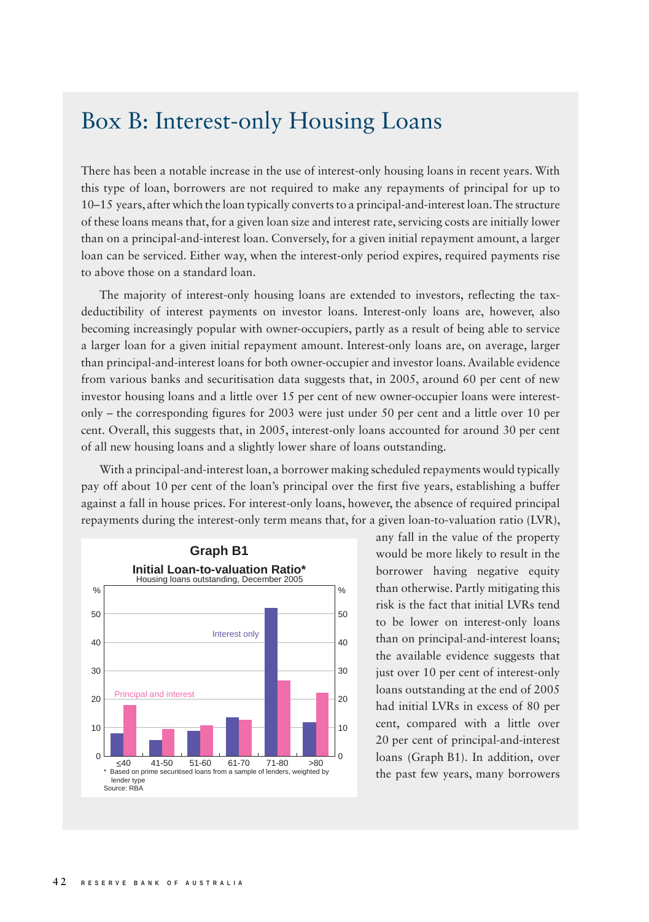# Box B: Interest-only Housing Loans

There has been a notable increase in the use of interest-only housing loans in recent years. With this type of loan, borrowers are not required to make any repayments of principal for up to 10–15 years, after which the loan typically converts to a principal-and-interest loan. The structure of these loans means that, for a given loan size and interest rate, servicing costs are initially lower than on a principal-and-interest loan. Conversely, for a given initial repayment amount, a larger loan can be serviced. Either way, when the interest-only period expires, required payments rise to above those on a standard loan.

The majority of interest-only housing loans are extended to investors, reflecting the tax-deductibility of interest payments on investor loans. Interest-only loans are, however, also becoming increasingly popular with owner-occupiers, partly as a result of being able to service a larger loan for a given initial repayment amount. Interest-only loans are, on average, larger than principal-and-interest loans for both owner-occupier and investor loans. Available evidence from various banks and securitisation data suggests that, in 2005, around 60 per cent of new investor housing loans and a little over 15 per cent of new owner-occupier loans were interest-only – the corresponding figures for 2003 were just under 50 per cent and a little over 10 per cent. Overall, this suggests that, in 2005, interest-only loans accounted for around 30 per cent of all new housing loans and a slightly lower share of loans outstanding.

With a principal-and-interest loan, a borrower making scheduled repayments would typically pay off about 10 per cent of the loan's principal over the first five years, establishing a buffer against a fall in house prices. For interest-only loans, however, the absence of required principal repayments during the interest-only term means that, for a given loan-to-valuation ratio (LVR), any fall in the value of the property would be more likely to result in the borrower having negative equity than otherwise. Partly mitigating this risk is the fact that initial LVRs tend to be lower on interest-only loans than on principal-and-interest loans; the available evidence suggests that just over 10 per cent of interest-only loans outstanding at the end of 2005 had initial LVRs in excess of 80 per cent, compared with a little over 20 per cent of principal-and-interest loans (Graph B1). In addition, over the past few years, many borrowers

**Graph B1**

**Initial Loan-to-valuation Ratio***

Housing loans outstanding, December 2005

| LVR (%) | Interest only (%) | Principal and interest (%) |
|---|---|---|
| ≤40 | 8 | 18 |
| 41-50 | 5.5 | 9.5 |
| 51-60 | 9 | 11 |
| 61-70 | 13.5 | 13 |
| 71-80 | 52 | 26.5 |
| >80 | 12 | 22 |

\* Based on prime securitised loans from a sample of lenders, weighted by lender type

Source: RBA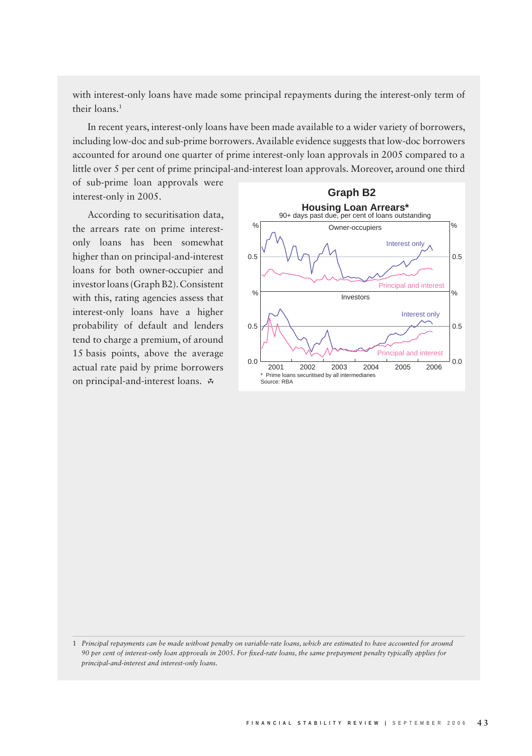with interest-only loans have made some principal repayments during the interest-only term of their loans.[1]

In recent years, interest-only loans have been made available to a wider variety of borrowers, including low-doc and sub-prime borrowers. Available evidence suggests that low-doc borrowers accounted for around one quarter of prime interest-only loan approvals in 2005 compared to a little over 5 per cent of prime principal-and-interest loan approvals. Moreover, around one third of sub-prime loan approvals were interest-only in 2005.

According to securitisation data, the arrears rate on prime interest-only loans has been somewhat higher than on principal-and-interest loans for both owner-occupier and investor loans (Graph B2). Consistent with this, rating agencies assess that interest-only loans have a higher probability of default and lenders tend to charge a premium, of around 15 basis points, above the average actual rate paid by prime borrowers on principal-and-interest loans.

**Graph B2**

**Housing Loan Arrears***

90+ days past due, per cent of loans outstanding

Owner-occupiers

Interest only

Principal and interest

Investors

Interest only

Principal and interest

%

0.5

0.0

2001 2002 2003 2004 2005 2006

\* Prime loans securitised by all intermediaries

Source: RBA

---

1 *Principal repayments can be made without penalty on variable-rate loans, which are estimated to have accounted for around 90 per cent of interest-only loan approvals in 2005. For fixed-rate loans, the same prepayment penalty typically applies for principal-and-interest and interest-only loans.*